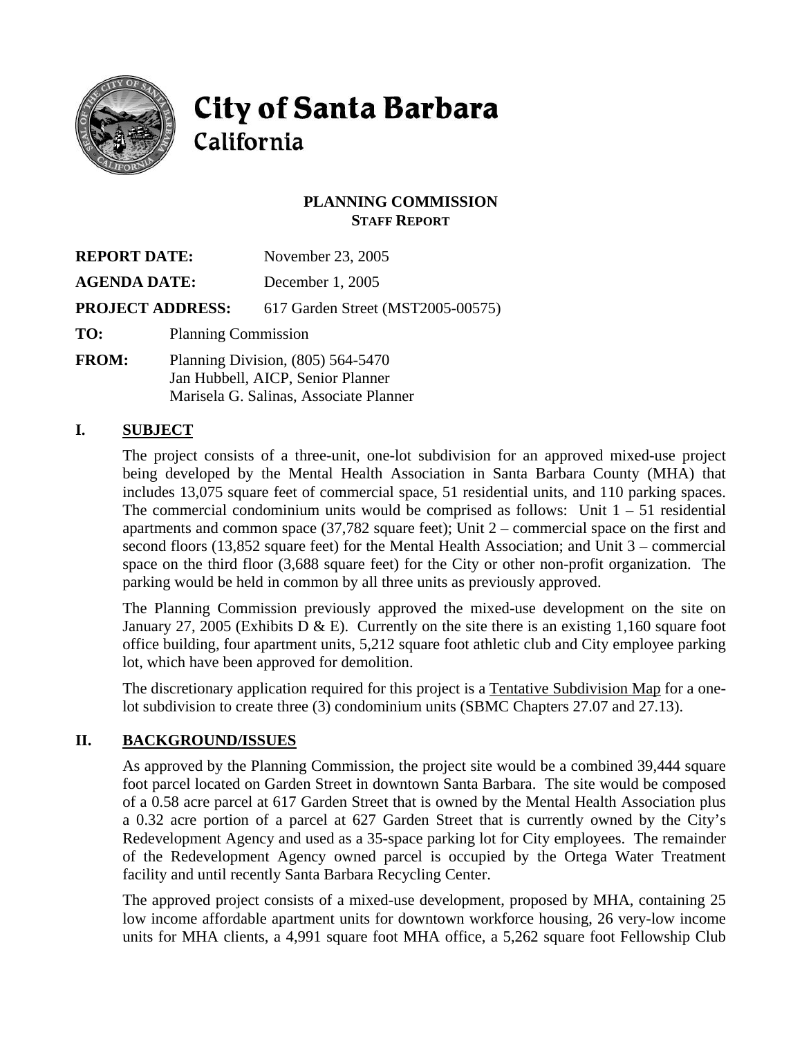# City of Santa Barbara
## California

**PLANNING COMMISSION**
**STAFF REPORT**

**REPORT DATE:** November 23, 2005

**AGENDA DATE:** December 1, 2005

**PROJECT ADDRESS:** 617 Garden Street (MST2005-00575)

**TO:** Planning Commission

**FROM:** Planning Division, (805) 564-5470
Jan Hubbell, AICP, Senior Planner
Marisela G. Salinas, Associate Planner

## I. SUBJECT

The project consists of a three-unit, one-lot subdivision for an approved mixed-use project being developed by the Mental Health Association in Santa Barbara County (MHA) that includes 13,075 square feet of commercial space, 51 residential units, and 110 parking spaces. The commercial condominium units would be comprised as follows: Unit 1 – 51 residential apartments and common space (37,782 square feet); Unit 2 – commercial space on the first and second floors (13,852 square feet) for the Mental Health Association; and Unit 3 – commercial space on the third floor (3,688 square feet) for the City or other non-profit organization. The parking would be held in common by all three units as previously approved.

The Planning Commission previously approved the mixed-use development on the site on January 27, 2005 (Exhibits D & E). Currently on the site there is an existing 1,160 square foot office building, four apartment units, 5,212 square foot athletic club and City employee parking lot, which have been approved for demolition.

The discretionary application required for this project is a Tentative Subdivision Map for a one-lot subdivision to create three (3) condominium units (SBMC Chapters 27.07 and 27.13).

## II. BACKGROUND/ISSUES

As approved by the Planning Commission, the project site would be a combined 39,444 square foot parcel located on Garden Street in downtown Santa Barbara. The site would be composed of a 0.58 acre parcel at 617 Garden Street that is owned by the Mental Health Association plus a 0.32 acre portion of a parcel at 627 Garden Street that is currently owned by the City's Redevelopment Agency and used as a 35-space parking lot for City employees. The remainder of the Redevelopment Agency owned parcel is occupied by the Ortega Water Treatment facility and until recently Santa Barbara Recycling Center.

The approved project consists of a mixed-use development, proposed by MHA, containing 25 low income affordable apartment units for downtown workforce housing, 26 very-low income units for MHA clients, a 4,991 square foot MHA office, a 5,262 square foot Fellowship Club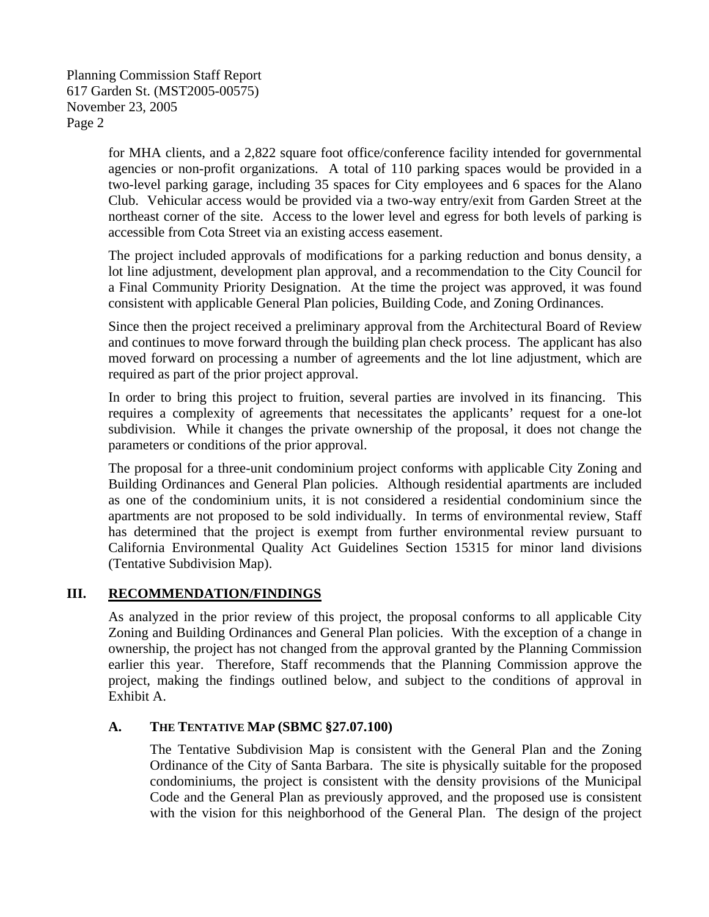for MHA clients, and a 2,822 square foot office/conference facility intended for governmental agencies or non-profit organizations. A total of 110 parking spaces would be provided in a two-level parking garage, including 35 spaces for City employees and 6 spaces for the Alano Club. Vehicular access would be provided via a two-way entry/exit from Garden Street at the northeast corner of the site. Access to the lower level and egress for both levels of parking is accessible from Cota Street via an existing access easement.

The project included approvals of modifications for a parking reduction and bonus density, a lot line adjustment, development plan approval, and a recommendation to the City Council for a Final Community Priority Designation. At the time the project was approved, it was found consistent with applicable General Plan policies, Building Code, and Zoning Ordinances.

Since then the project received a preliminary approval from the Architectural Board of Review and continues to move forward through the building plan check process. The applicant has also moved forward on processing a number of agreements and the lot line adjustment, which are required as part of the prior project approval.

In order to bring this project to fruition, several parties are involved in its financing. This requires a complexity of agreements that necessitates the applicants' request for a one-lot subdivision. While it changes the private ownership of the proposal, it does not change the parameters or conditions of the prior approval.

The proposal for a three-unit condominium project conforms with applicable City Zoning and Building Ordinances and General Plan policies. Although residential apartments are included as one of the condominium units, it is not considered a residential condominium since the apartments are not proposed to be sold individually. In terms of environmental review, Staff has determined that the project is exempt from further environmental review pursuant to California Environmental Quality Act Guidelines Section 15315 for minor land divisions (Tentative Subdivision Map).

## III. RECOMMENDATION/FINDINGS

As analyzed in the prior review of this project, the proposal conforms to all applicable City Zoning and Building Ordinances and General Plan policies. With the exception of a change in ownership, the project has not changed from the approval granted by the Planning Commission earlier this year. Therefore, Staff recommends that the Planning Commission approve the project, making the findings outlined below, and subject to the conditions of approval in Exhibit A.

### A. THE TENTATIVE MAP (SBMC §27.07.100)

The Tentative Subdivision Map is consistent with the General Plan and the Zoning Ordinance of the City of Santa Barbara. The site is physically suitable for the proposed condominiums, the project is consistent with the density provisions of the Municipal Code and the General Plan as previously approved, and the proposed use is consistent with the vision for this neighborhood of the General Plan. The design of the project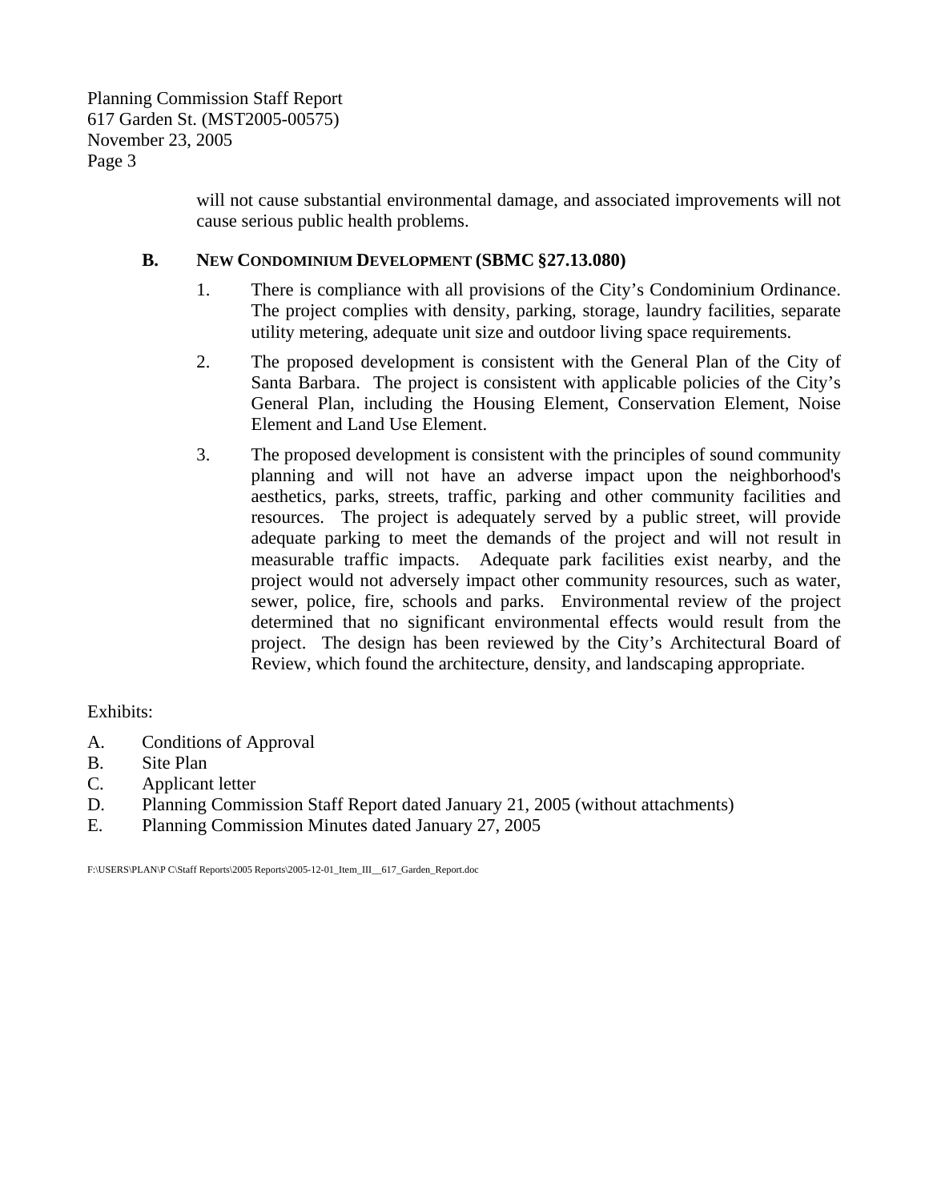will not cause substantial environmental damage, and associated improvements will not cause serious public health problems.

**B. NEW CONDOMINIUM DEVELOPMENT (SBMC §27.13.080)**

1. There is compliance with all provisions of the City's Condominium Ordinance. The project complies with density, parking, storage, laundry facilities, separate utility metering, adequate unit size and outdoor living space requirements.

2. The proposed development is consistent with the General Plan of the City of Santa Barbara. The project is consistent with applicable policies of the City's General Plan, including the Housing Element, Conservation Element, Noise Element and Land Use Element.

3. The proposed development is consistent with the principles of sound community planning and will not have an adverse impact upon the neighborhood's aesthetics, parks, streets, traffic, parking and other community facilities and resources. The project is adequately served by a public street, will provide adequate parking to meet the demands of the project and will not result in measurable traffic impacts. Adequate park facilities exist nearby, and the project would not adversely impact other community resources, such as water, sewer, police, fire, schools and parks. Environmental review of the project determined that no significant environmental effects would result from the project. The design has been reviewed by the City's Architectural Board of Review, which found the architecture, density, and landscaping appropriate.

Exhibits:

A. Conditions of Approval
B. Site Plan
C. Applicant letter
D. Planning Commission Staff Report dated January 21, 2005 (without attachments)
E. Planning Commission Minutes dated January 27, 2005

F:\USERS\PLAN\P C\Staff Reports\2005 Reports\2005-12-01_Item_III__617_Garden_Report.doc